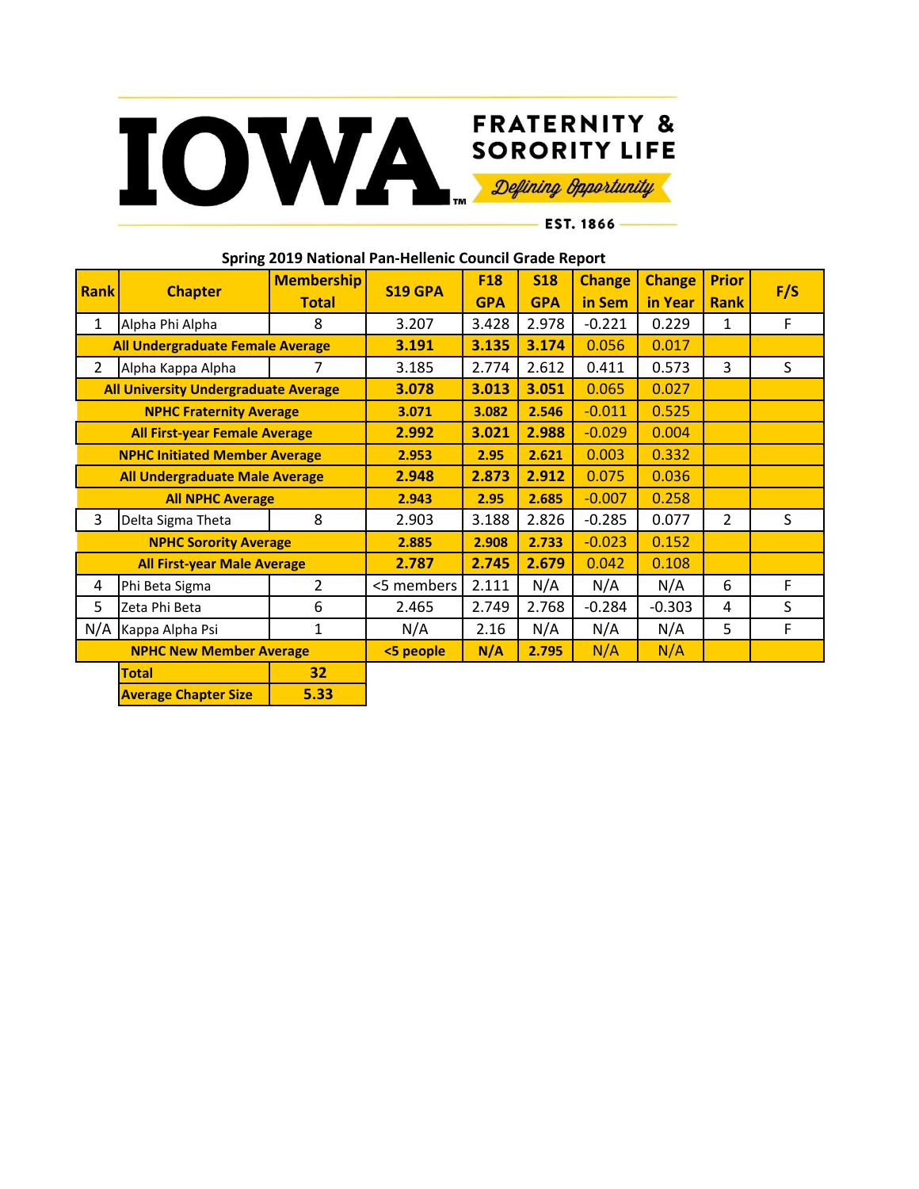IOWA FRATERNITY & SORORITY LIFE

*Defining Opportunity*

EST. 1866

## Spring 2019 National Pan-Hellenic Council Grade Report

| Rank | Chapter | Membership Total | S19 GPA | F18 GPA | S18 GPA | Change in Sem | Change in Year | Prior Rank | F/S |
|---|---|---|---|---|---|---|---|---|---|
| 1 | Alpha Phi Alpha | 8 | 3.207 | 3.428 | 2.978 | -0.221 | 0.229 | 1 | F |
| **All Undergraduate Female Average** | | | **3.191** | **3.135** | **3.174** | 0.056 | 0.017 | | |
| 2 | Alpha Kappa Alpha | 7 | 3.185 | 2.774 | 2.612 | 0.411 | 0.573 | 3 | S |
| **All University Undergraduate Average** | | | **3.078** | **3.013** | **3.051** | 0.065 | 0.027 | | |
| **NPHC Fraternity Average** | | | **3.071** | **3.082** | **2.546** | -0.011 | 0.525 | | |
| **All First-year Female Average** | | | **2.992** | **3.021** | **2.988** | -0.029 | 0.004 | | |
| **NPHC Initiated Member Average** | | | **2.953** | **2.95** | **2.621** | 0.003 | 0.332 | | |
| **All Undergraduate Male Average** | | | **2.948** | **2.873** | **2.912** | 0.075 | 0.036 | | |
| **All NPHC Average** | | | **2.943** | **2.95** | **2.685** | -0.007 | 0.258 | | |
| 3 | Delta Sigma Theta | 8 | 2.903 | 3.188 | 2.826 | -0.285 | 0.077 | 2 | S |
| **NPHC Sorority Average** | | | **2.885** | **2.908** | **2.733** | -0.023 | 0.152 | | |
| **All First-year Male Average** | | | **2.787** | **2.745** | **2.679** | 0.042 | 0.108 | | |
| 4 | Phi Beta Sigma | 2 | <5 members | 2.111 | N/A | N/A | N/A | 6 | F |
| 5 | Zeta Phi Beta | 6 | 2.465 | 2.749 | 2.768 | -0.284 | -0.303 | 4 | S |
| N/A | Kappa Alpha Psi | 1 | N/A | 2.16 | N/A | N/A | N/A | 5 | F |
| **NPHC New Member Average** | | | **<5 people** | **N/A** | **2.795** | N/A | N/A | | |
| | **Total** | **32** | | | | | | | |
| | **Average Chapter Size** | **5.33** | | | | | | | |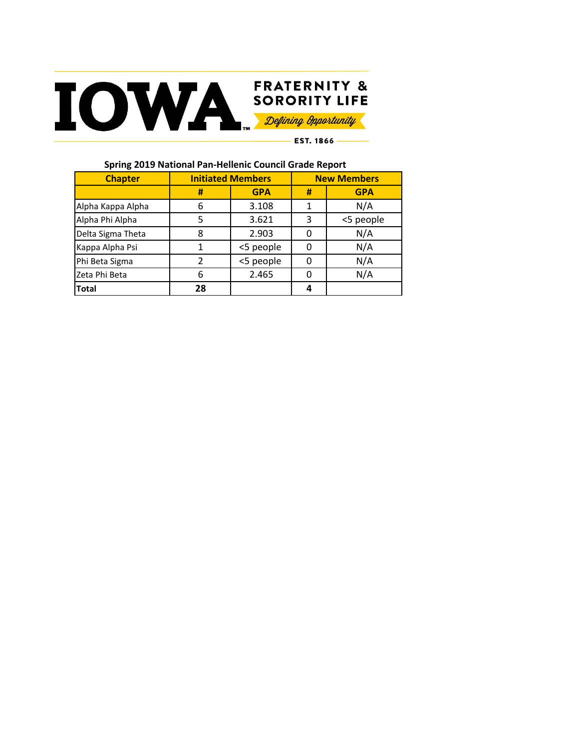IOWA FRATERNITY & SORORITY LIFE

*Defining Opportunity*

EST. 1866

**Spring 2019 National Pan-Hellenic Council Grade Report**

| Chapter | Initiated Members | | New Members | |
|---|---|---|---|---|
| | # | GPA | # | GPA |
| Alpha Kappa Alpha | 6 | 3.108 | 1 | N/A |
| Alpha Phi Alpha | 5 | 3.621 | 3 | <5 people |
| Delta Sigma Theta | 8 | 2.903 | 0 | N/A |
| Kappa Alpha Psi | 1 | <5 people | 0 | N/A |
| Phi Beta Sigma | 2 | <5 people | 0 | N/A |
| Zeta Phi Beta | 6 | 2.465 | 0 | N/A |
| **Total** | **28** | | **4** | |